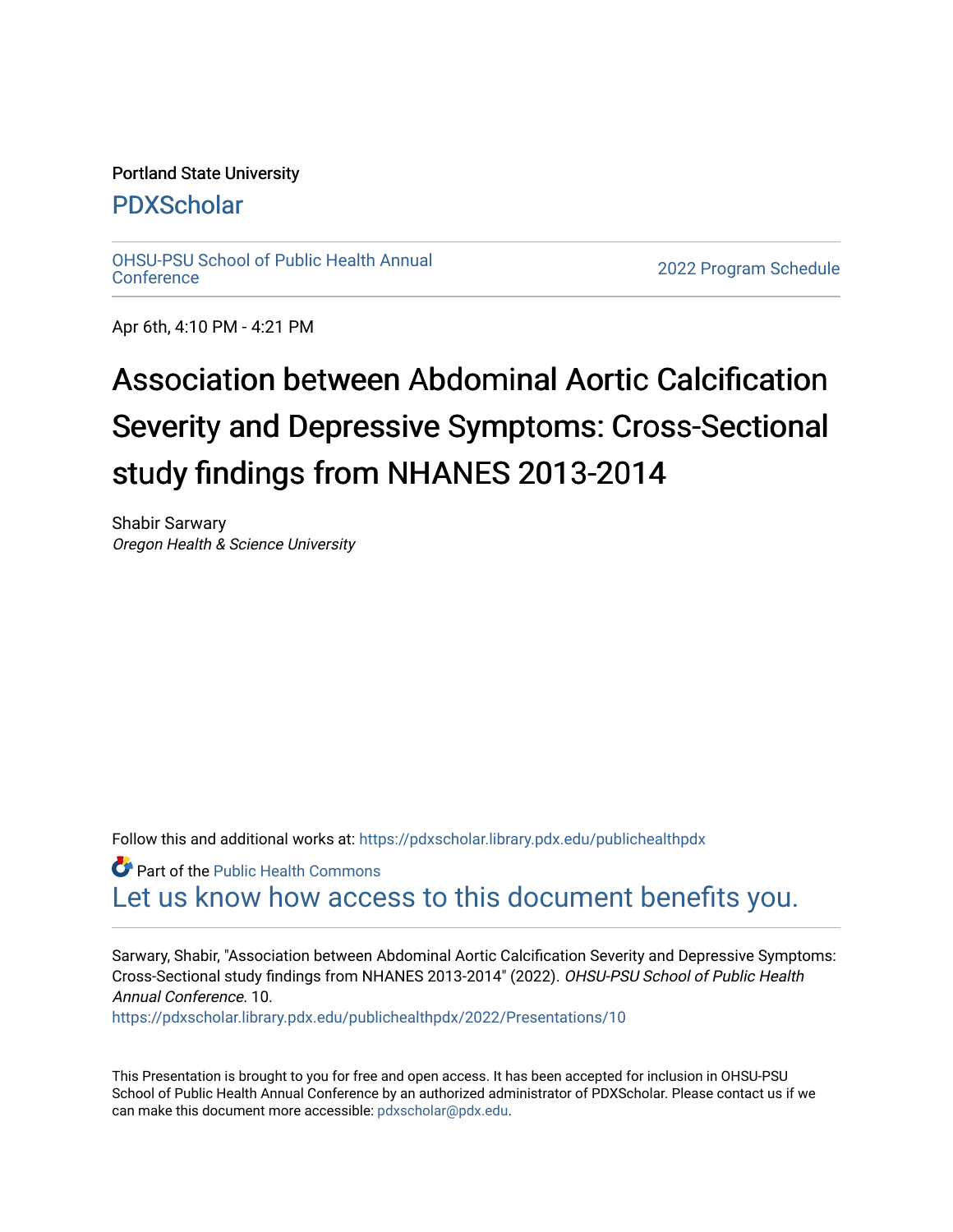Portland State University

PDXScholar

OHSU-PSU School of Public Health Annual Conference

2022 Program Schedule

Apr 6th, 4:10 PM - 4:21 PM

# Association between Abdominal Aortic Calcification Severity and Depressive Symptoms: Cross-Sectional study findings from NHANES 2013-2014

Shabir Sarwary
*Oregon Health & Science University*

Follow this and additional works at: https://pdxscholar.library.pdx.edu/publichealthpdx

Part of the Public Health Commons

Let us know how access to this document benefits you.

Sarwary, Shabir, "Association between Abdominal Aortic Calcification Severity and Depressive Symptoms: Cross-Sectional study findings from NHANES 2013-2014" (2022). *OHSU-PSU School of Public Health Annual Conference*. 10.
https://pdxscholar.library.pdx.edu/publichealthpdx/2022/Presentations/10

This Presentation is brought to you for free and open access. It has been accepted for inclusion in OHSU-PSU School of Public Health Annual Conference by an authorized administrator of PDXScholar. Please contact us if we can make this document more accessible: pdxscholar@pdx.edu.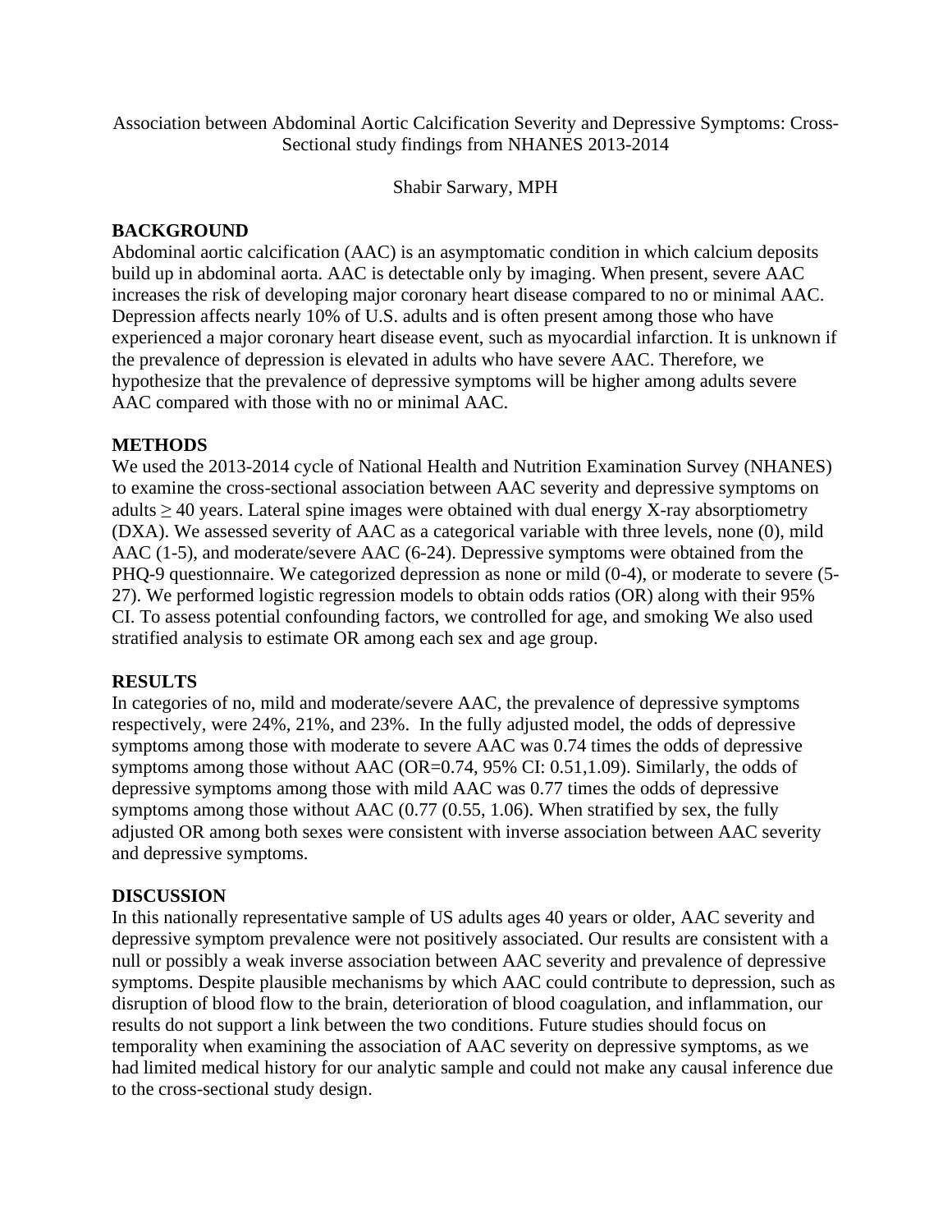Association between Abdominal Aortic Calcification Severity and Depressive Symptoms: Cross-Sectional study findings from NHANES 2013-2014

Shabir Sarwary, MPH

## BACKGROUND

Abdominal aortic calcification (AAC) is an asymptomatic condition in which calcium deposits build up in abdominal aorta. AAC is detectable only by imaging. When present, severe AAC increases the risk of developing major coronary heart disease compared to no or minimal AAC. Depression affects nearly 10% of U.S. adults and is often present among those who have experienced a major coronary heart disease event, such as myocardial infarction. It is unknown if the prevalence of depression is elevated in adults who have severe AAC. Therefore, we hypothesize that the prevalence of depressive symptoms will be higher among adults severe AAC compared with those with no or minimal AAC.

## METHODS

We used the 2013-2014 cycle of National Health and Nutrition Examination Survey (NHANES) to examine the cross-sectional association between AAC severity and depressive symptoms on adults $\geq$ 40 years. Lateral spine images were obtained with dual energy X-ray absorptiometry (DXA). We assessed severity of AAC as a categorical variable with three levels, none (0), mild AAC (1-5), and moderate/severe AAC (6-24). Depressive symptoms were obtained from the PHQ-9 questionnaire. We categorized depression as none or mild (0-4), or moderate to severe (5-27). We performed logistic regression models to obtain odds ratios (OR) along with their 95% CI. To assess potential confounding factors, we controlled for age, and smoking We also used stratified analysis to estimate OR among each sex and age group.

## RESULTS

In categories of no, mild and moderate/severe AAC, the prevalence of depressive symptoms respectively, were 24%, 21%, and 23%. In the fully adjusted model, the odds of depressive symptoms among those with moderate to severe AAC was 0.74 times the odds of depressive symptoms among those without AAC (OR=0.74, 95% CI: 0.51,1.09). Similarly, the odds of depressive symptoms among those with mild AAC was 0.77 times the odds of depressive symptoms among those without AAC (0.77 (0.55, 1.06). When stratified by sex, the fully adjusted OR among both sexes were consistent with inverse association between AAC severity and depressive symptoms.

## DISCUSSION

In this nationally representative sample of US adults ages 40 years or older, AAC severity and depressive symptom prevalence were not positively associated. Our results are consistent with a null or possibly a weak inverse association between AAC severity and prevalence of depressive symptoms. Despite plausible mechanisms by which AAC could contribute to depression, such as disruption of blood flow to the brain, deterioration of blood coagulation, and inflammation, our results do not support a link between the two conditions. Future studies should focus on temporality when examining the association of AAC severity on depressive symptoms, as we had limited medical history for our analytic sample and could not make any causal inference due to the cross-sectional study design.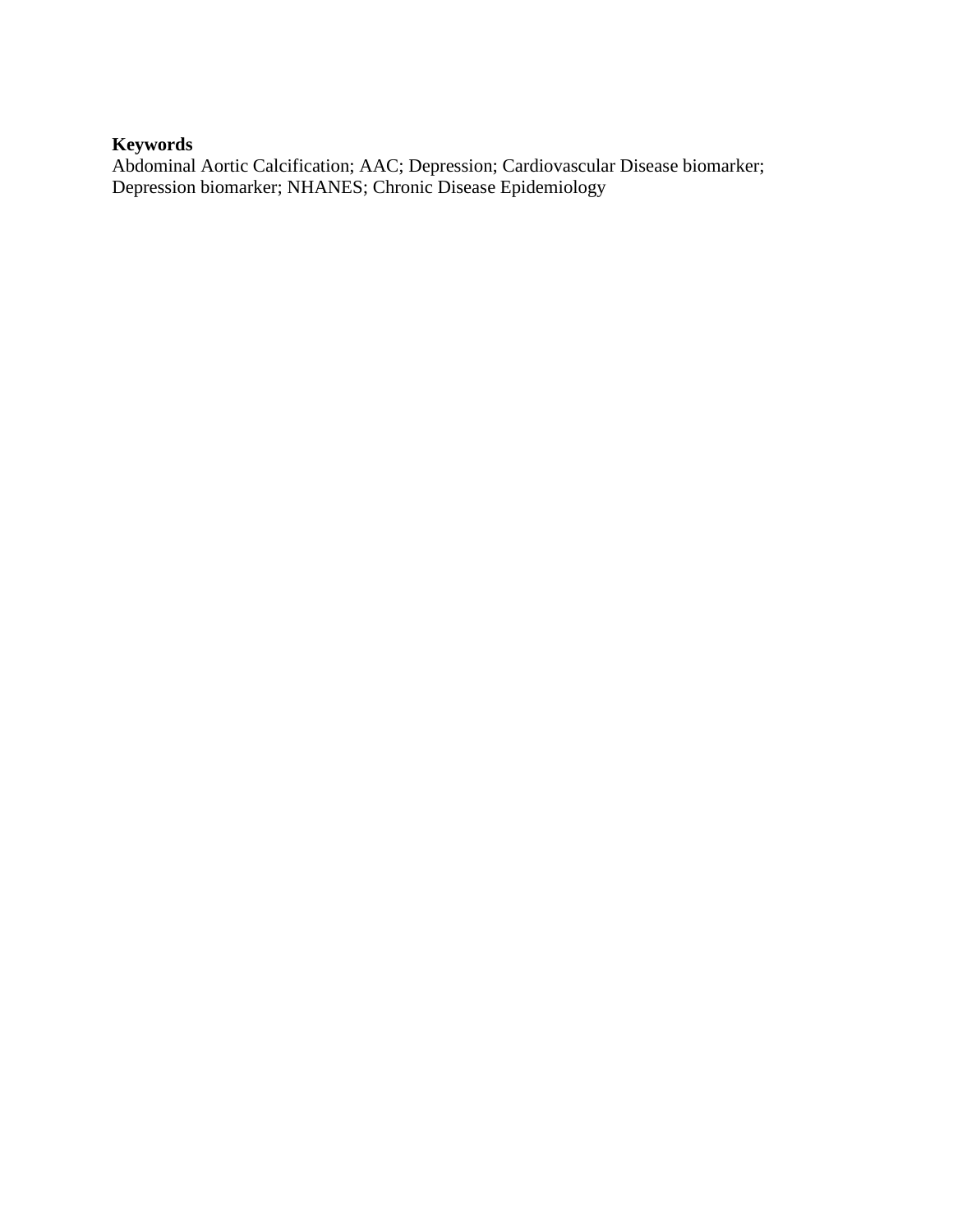**Keywords**

Abdominal Aortic Calcification; AAC; Depression; Cardiovascular Disease biomarker; Depression biomarker; NHANES; Chronic Disease Epidemiology